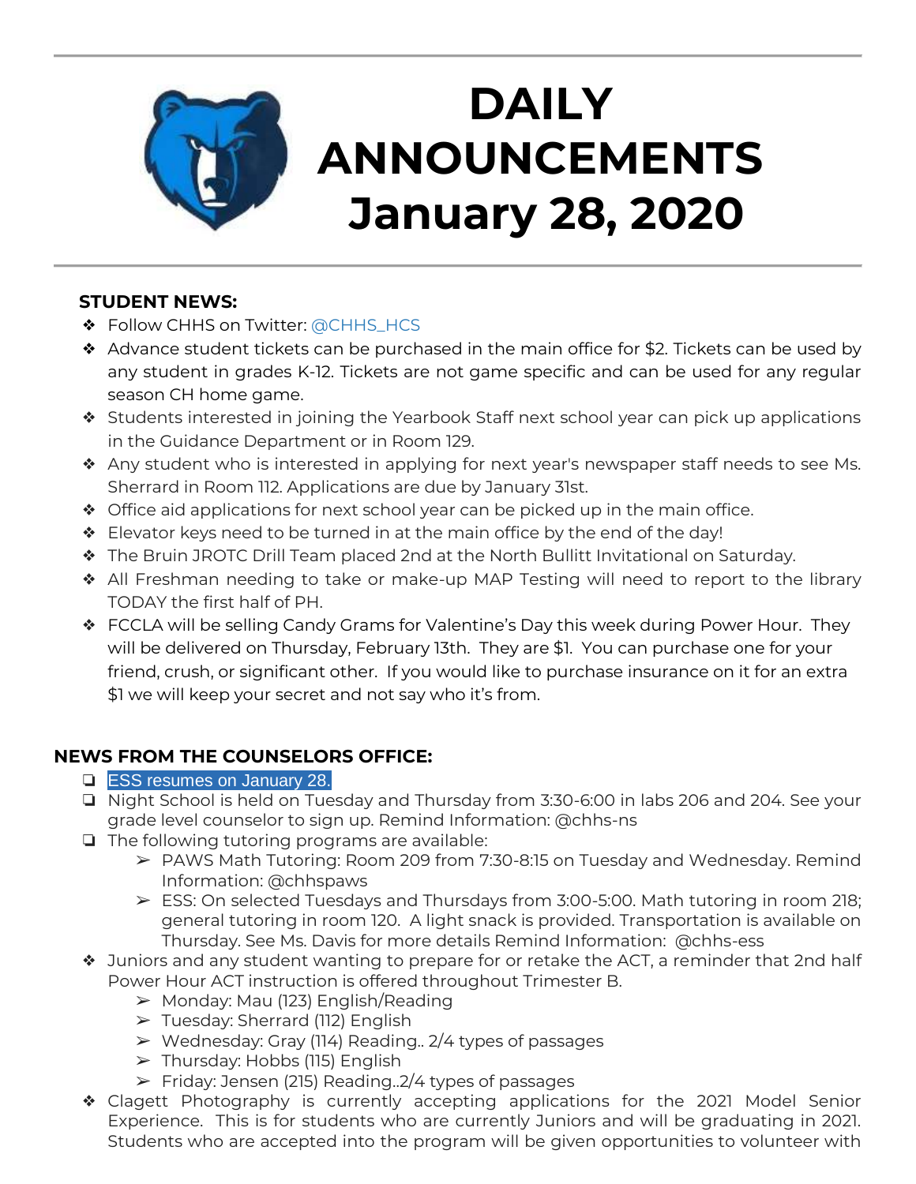# DAILY ANNOUNCEMENTS January 28, 2020

**STUDENT NEWS:**

- Follow CHHS on Twitter: @CHHS_HCS
- Advance student tickets can be purchased in the main office for $2. Tickets can be used by any student in grades K-12. Tickets are not game specific and can be used for any regular season CH home game.
- Students interested in joining the Yearbook Staff next school year can pick up applications in the Guidance Department or in Room 129.
- Any student who is interested in applying for next year's newspaper staff needs to see Ms. Sherrard in Room 112. Applications are due by January 31st.
- Office aid applications for next school year can be picked up in the main office.
- Elevator keys need to be turned in at the main office by the end of the day!
- The Bruin JROTC Drill Team placed 2nd at the North Bullitt Invitational on Saturday.
- All Freshman needing to take or make-up MAP Testing will need to report to the library TODAY the first half of PH.
- FCCLA will be selling Candy Grams for Valentine's Day this week during Power Hour. They will be delivered on Thursday, February 13th. They are $1. You can purchase one for your friend, crush, or significant other. If you would like to purchase insurance on it for an extra $1 we will keep your secret and not say who it's from.

**NEWS FROM THE COUNSELORS OFFICE:**

- ESS resumes on January 28.
- Night School is held on Tuesday and Thursday from 3:30-6:00 in labs 206 and 204. See your grade level counselor to sign up. Remind Information: @chhs-ns
- The following tutoring programs are available:
  - PAWS Math Tutoring: Room 209 from 7:30-8:15 on Tuesday and Wednesday. Remind Information: @chhspaws
  - ESS: On selected Tuesdays and Thursdays from 3:00-5:00. Math tutoring in room 218; general tutoring in room 120. A light snack is provided. Transportation is available on Thursday. See Ms. Davis for more details Remind Information: @chhs-ess
- Juniors and any student wanting to prepare for or retake the ACT, a reminder that 2nd half Power Hour ACT instruction is offered throughout Trimester B.
  - Monday: Mau (123) English/Reading
  - Tuesday: Sherrard (112) English
  - Wednesday: Gray (114) Reading.. 2/4 types of passages
  - Thursday: Hobbs (115) English
  - Friday: Jensen (215) Reading..2/4 types of passages
- Clagett Photography is currently accepting applications for the 2021 Model Senior Experience. This is for students who are currently Juniors and will be graduating in 2021. Students who are accepted into the program will be given opportunities to volunteer with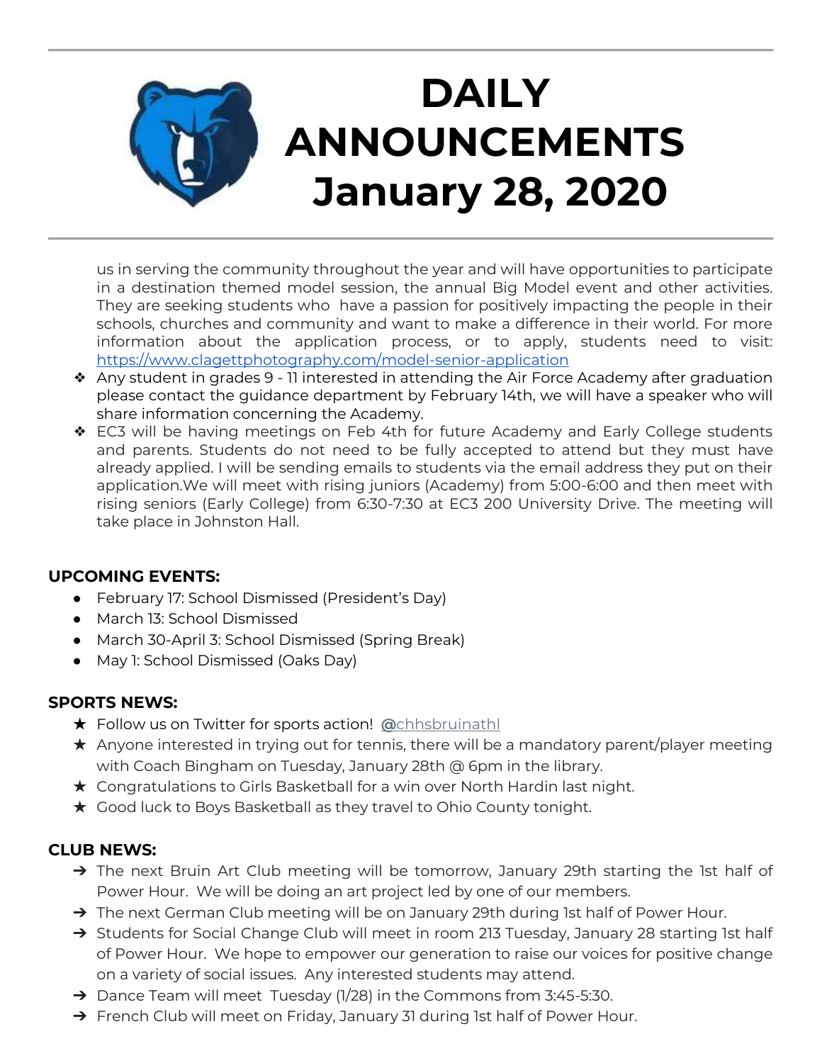# DAILY ANNOUNCEMENTS January 28, 2020

us in serving the community throughout the year and will have opportunities to participate in a destination themed model session, the annual Big Model event and other activities. They are seeking students who have a passion for positively impacting the people in their schools, churches and community and want to make a difference in their world. For more information about the application process, or to apply, students need to visit: https://www.clagettphotography.com/model-senior-application

- Any student in grades 9 - 11 interested in attending the Air Force Academy after graduation please contact the guidance department by February 14th, we will have a speaker who will share information concerning the Academy.
- EC3 will be having meetings on Feb 4th for future Academy and Early College students and parents. Students do not need to be fully accepted to attend but they must have already applied. I will be sending emails to students via the email address they put on their application.We will meet with rising juniors (Academy) from 5:00-6:00 and then meet with rising seniors (Early College) from 6:30-7:30 at EC3 200 University Drive. The meeting will take place in Johnston Hall.

**UPCOMING EVENTS:**

- February 17: School Dismissed (President's Day)
- March 13: School Dismissed
- March 30-April 3: School Dismissed (Spring Break)
- May 1: School Dismissed (Oaks Day)

**SPORTS NEWS:**

- Follow us on Twitter for sports action! @chhsbruinathl
- Anyone interested in trying out for tennis, there will be a mandatory parent/player meeting with Coach Bingham on Tuesday, January 28th @ 6pm in the library.
- Congratulations to Girls Basketball for a win over North Hardin last night.
- Good luck to Boys Basketball as they travel to Ohio County tonight.

**CLUB NEWS:**

- The next Bruin Art Club meeting will be tomorrow, January 29th starting the 1st half of Power Hour. We will be doing an art project led by one of our members.
- The next German Club meeting will be on January 29th during 1st half of Power Hour.
- Students for Social Change Club will meet in room 213 Tuesday, January 28 starting 1st half of Power Hour. We hope to empower our generation to raise our voices for positive change on a variety of social issues. Any interested students may attend.
- Dance Team will meet Tuesday (1/28) in the Commons from 3:45-5:30.
- French Club will meet on Friday, January 31 during 1st half of Power Hour.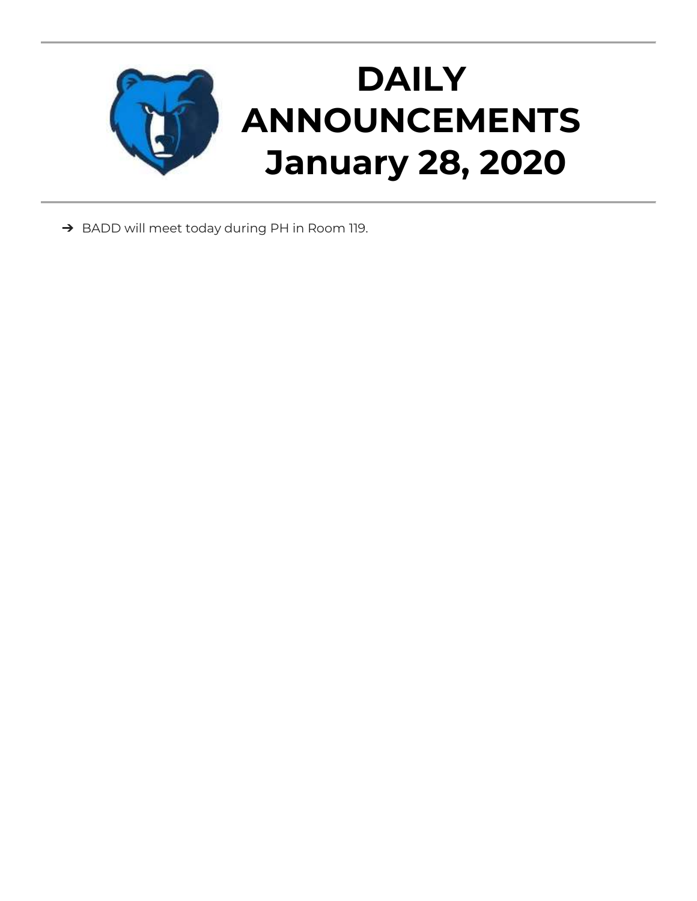# DAILY ANNOUNCEMENTS January 28, 2020

- BADD will meet today during PH in Room 119.